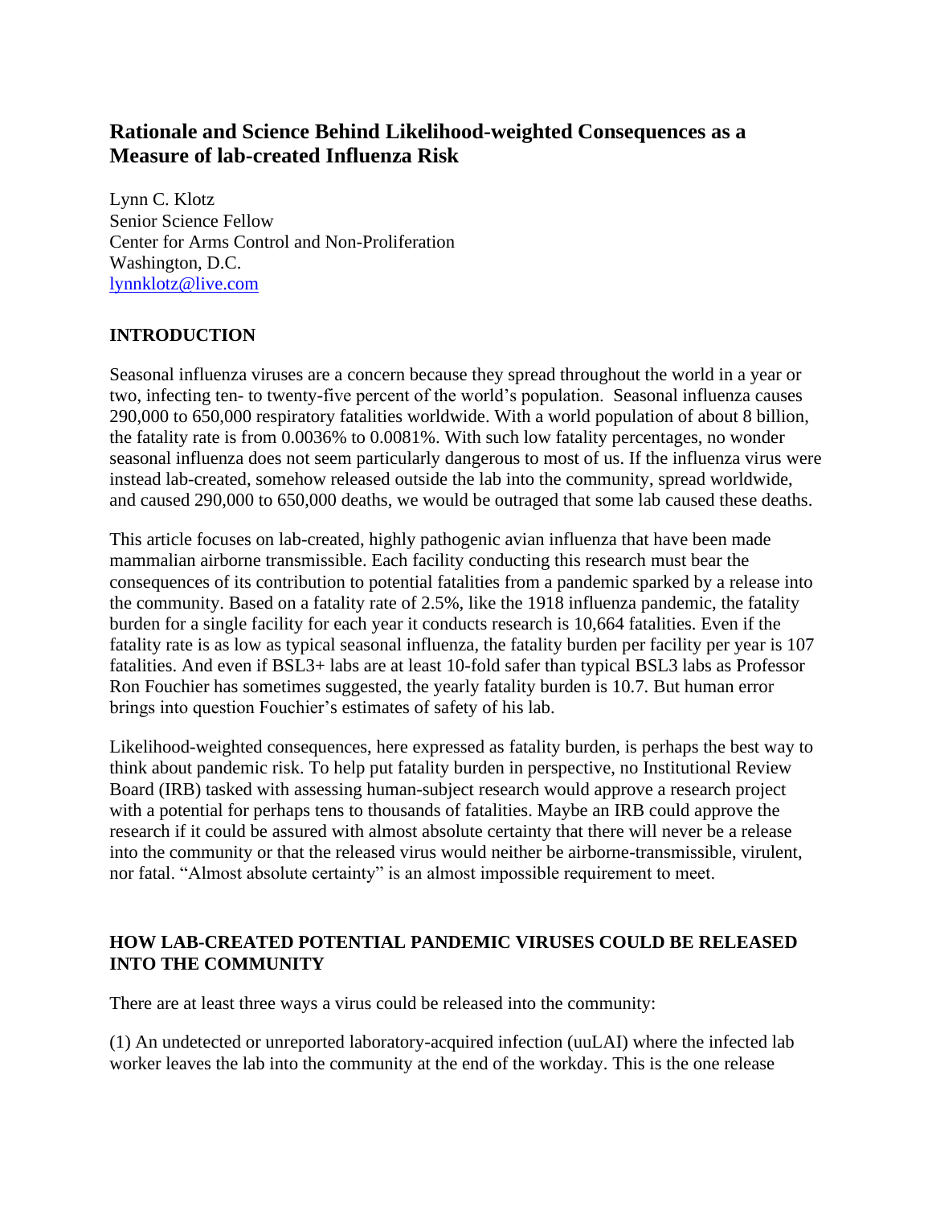# Rationale and Science Behind Likelihood-weighted Consequences as a Measure of lab-created Influenza Risk

Lynn C. Klotz
Senior Science Fellow
Center for Arms Control and Non-Proliferation
Washington, D.C.
lynnklotz@live.com

## INTRODUCTION

Seasonal influenza viruses are a concern because they spread throughout the world in a year or two, infecting ten- to twenty-five percent of the world's population. Seasonal influenza causes 290,000 to 650,000 respiratory fatalities worldwide. With a world population of about 8 billion, the fatality rate is from 0.0036% to 0.0081%. With such low fatality percentages, no wonder seasonal influenza does not seem particularly dangerous to most of us. If the influenza virus were instead lab-created, somehow released outside the lab into the community, spread worldwide, and caused 290,000 to 650,000 deaths, we would be outraged that some lab caused these deaths.

This article focuses on lab-created, highly pathogenic avian influenza that have been made mammalian airborne transmissible. Each facility conducting this research must bear the consequences of its contribution to potential fatalities from a pandemic sparked by a release into the community. Based on a fatality rate of 2.5%, like the 1918 influenza pandemic, the fatality burden for a single facility for each year it conducts research is 10,664 fatalities. Even if the fatality rate is as low as typical seasonal influenza, the fatality burden per facility per year is 107 fatalities. And even if BSL3+ labs are at least 10-fold safer than typical BSL3 labs as Professor Ron Fouchier has sometimes suggested, the yearly fatality burden is 10.7. But human error brings into question Fouchier's estimates of safety of his lab.

Likelihood-weighted consequences, here expressed as fatality burden, is perhaps the best way to think about pandemic risk. To help put fatality burden in perspective, no Institutional Review Board (IRB) tasked with assessing human-subject research would approve a research project with a potential for perhaps tens to thousands of fatalities. Maybe an IRB could approve the research if it could be assured with almost absolute certainty that there will never be a release into the community or that the released virus would neither be airborne-transmissible, virulent, nor fatal. "Almost absolute certainty" is an almost impossible requirement to meet.

## HOW LAB-CREATED POTENTIAL PANDEMIC VIRUSES COULD BE RELEASED INTO THE COMMUNITY

There are at least three ways a virus could be released into the community:

(1) An undetected or unreported laboratory-acquired infection (uuLAI) where the infected lab worker leaves the lab into the community at the end of the workday. This is the one release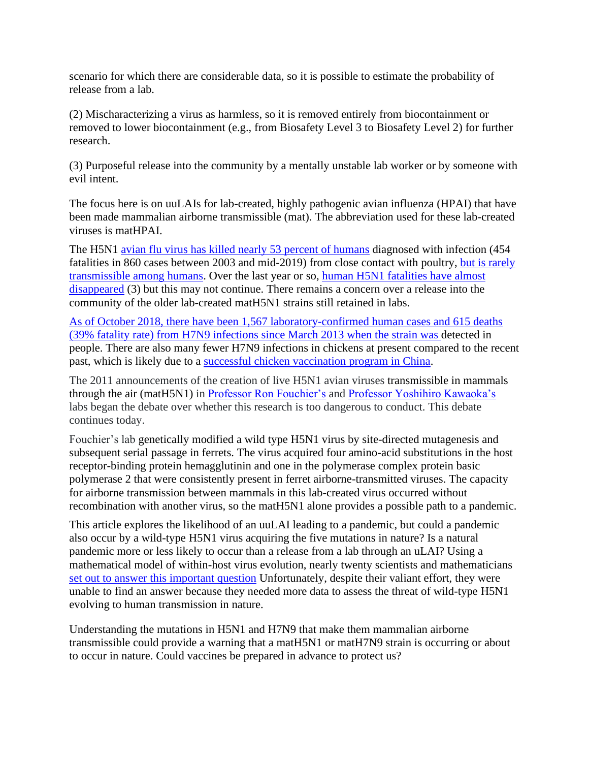scenario for which there are considerable data, so it is possible to estimate the probability of release from a lab.

(2) Mischaracterizing a virus as harmless, so it is removed entirely from biocontainment or removed to lower biocontainment (e.g., from Biosafety Level 3 to Biosafety Level 2) for further research.

(3) Purposeful release into the community by a mentally unstable lab worker or by someone with evil intent.

The focus here is on uuLAIs for lab-created, highly pathogenic avian influenza (HPAI) that have been made mammalian airborne transmissible (mat). The abbreviation used for these lab-created viruses is matHPAI.

The H5N1 avian flu virus has killed nearly 53 percent of humans diagnosed with infection (454 fatalities in 860 cases between 2003 and mid-2019) from close contact with poultry, but is rarely transmissible among humans. Over the last year or so, human H5N1 fatalities have almost disappeared (3) but this may not continue. There remains a concern over a release into the community of the older lab-created matH5N1 strains still retained in labs.

As of October 2018, there have been 1,567 laboratory-confirmed human cases and 615 deaths (39% fatality rate) from H7N9 infections since March 2013 when the strain was detected in people. There are also many fewer H7N9 infections in chickens at present compared to the recent past, which is likely due to a successful chicken vaccination program in China.

The 2011 announcements of the creation of live H5N1 avian viruses transmissible in mammals through the air (matH5N1) in Professor Ron Fouchier's and Professor Yoshihiro Kawaoka's labs began the debate over whether this research is too dangerous to conduct. This debate continues today.

Fouchier's lab genetically modified a wild type H5N1 virus by site-directed mutagenesis and subsequent serial passage in ferrets. The virus acquired four amino-acid substitutions in the host receptor-binding protein hemagglutinin and one in the polymerase complex protein basic polymerase 2 that were consistently present in ferret airborne-transmitted viruses. The capacity for airborne transmission between mammals in this lab-created virus occurred without recombination with another virus, so the matH5N1 alone provides a possible path to a pandemic.

This article explores the likelihood of an uuLAI leading to a pandemic, but could a pandemic also occur by a wild-type H5N1 virus acquiring the five mutations in nature? Is a natural pandemic more or less likely to occur than a release from a lab through an uLAI? Using a mathematical model of within-host virus evolution, nearly twenty scientists and mathematicians set out to answer this important question Unfortunately, despite their valiant effort, they were unable to find an answer because they needed more data to assess the threat of wild-type H5N1 evolving to human transmission in nature.

Understanding the mutations in H5N1 and H7N9 that make them mammalian airborne transmissible could provide a warning that a matH5N1 or matH7N9 strain is occurring or about to occur in nature. Could vaccines be prepared in advance to protect us?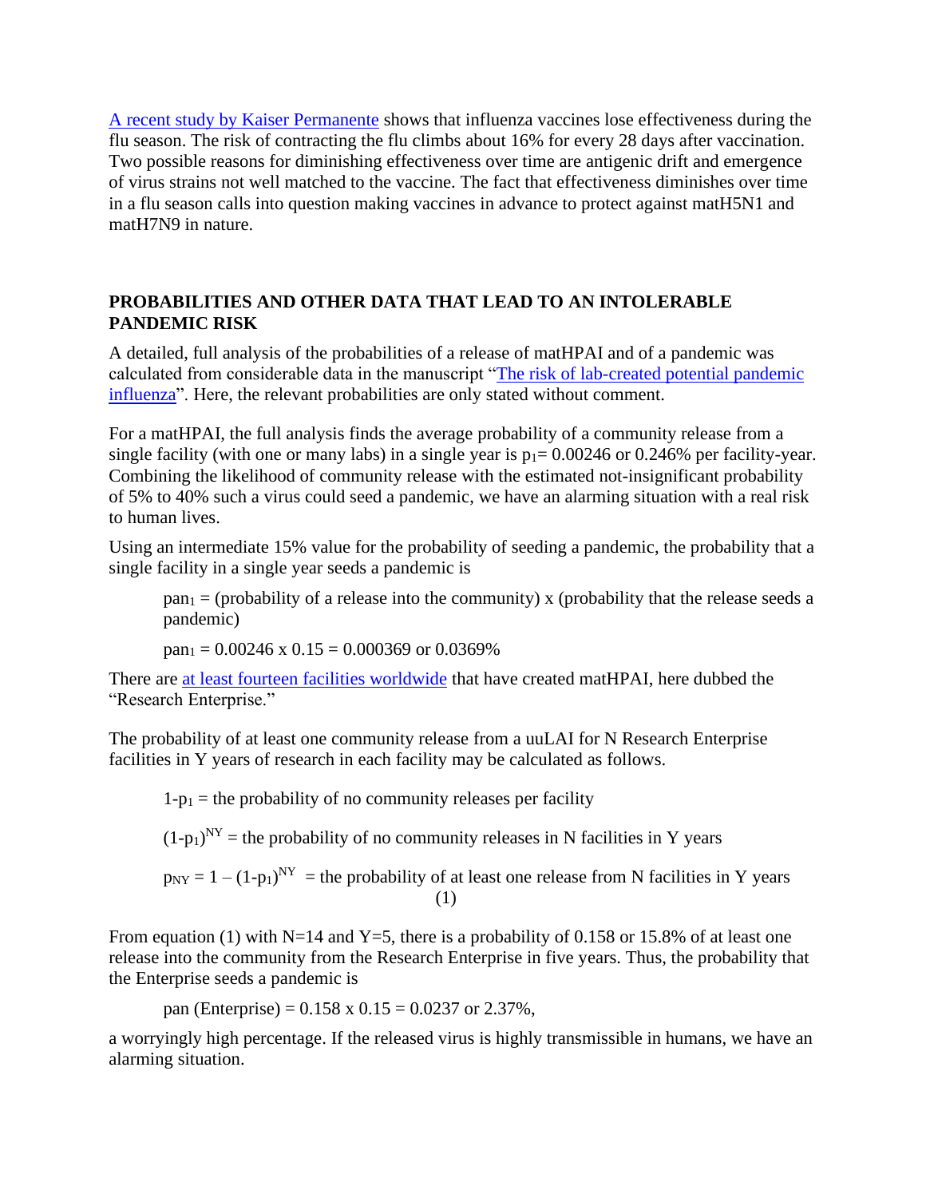[A recent study by Kaiser Permanente] shows that influenza vaccines lose effectiveness during the flu season. The risk of contracting the flu climbs about 16% for every 28 days after vaccination. Two possible reasons for diminishing effectiveness over time are antigenic drift and emergence of virus strains not well matched to the vaccine. The fact that effectiveness diminishes over time in a flu season calls into question making vaccines in advance to protect against matH5N1 and matH7N9 in nature.

## PROBABILITIES AND OTHER DATA THAT LEAD TO AN INTOLERABLE PANDEMIC RISK

A detailed, full analysis of the probabilities of a release of matHPAI and of a pandemic was calculated from considerable data in the manuscript "The risk of lab-created potential pandemic influenza". Here, the relevant probabilities are only stated without comment.

For a matHPAI, the full analysis finds the average probability of a community release from a single facility (with one or many labs) in a single year is $p_1 = 0.00246$ or 0.246% per facility-year. Combining the likelihood of community release with the estimated not-insignificant probability of 5% to 40% such a virus could seed a pandemic, we have an alarming situation with a real risk to human lives.

Using an intermediate 15% value for the probability of seeding a pandemic, the probability that a single facility in a single year seeds a pandemic is

> $pan_1$ = (probability of a release into the community) x (probability that the release seeds a pandemic)
>
> $pan_1 = 0.00246 \times 0.15 = 0.000369$ or 0.0369%

There are at least fourteen facilities worldwide that have created matHPAI, here dubbed the "Research Enterprise."

The probability of at least one community release from a uuLAI for N Research Enterprise facilities in Y years of research in each facility may be calculated as follows.

> $1-p_1$ = the probability of no community releases per facility
>
> $(1-p_1)^{NY}$ = the probability of no community releases in N facilities in Y years
>
> $p_{NY} = 1 - (1-p_1)^{NY}$ = the probability of at least one release from N facilities in Y years (1)

From equation (1) with N=14 and Y=5, there is a probability of 0.158 or 15.8% of at least one release into the community from the Research Enterprise in five years. Thus, the probability that the Enterprise seeds a pandemic is

> pan (Enterprise) = $0.158 \times 0.15 = 0.0237$ or 2.37%,

a worryingly high percentage. If the released virus is highly transmissible in humans, we have an alarming situation.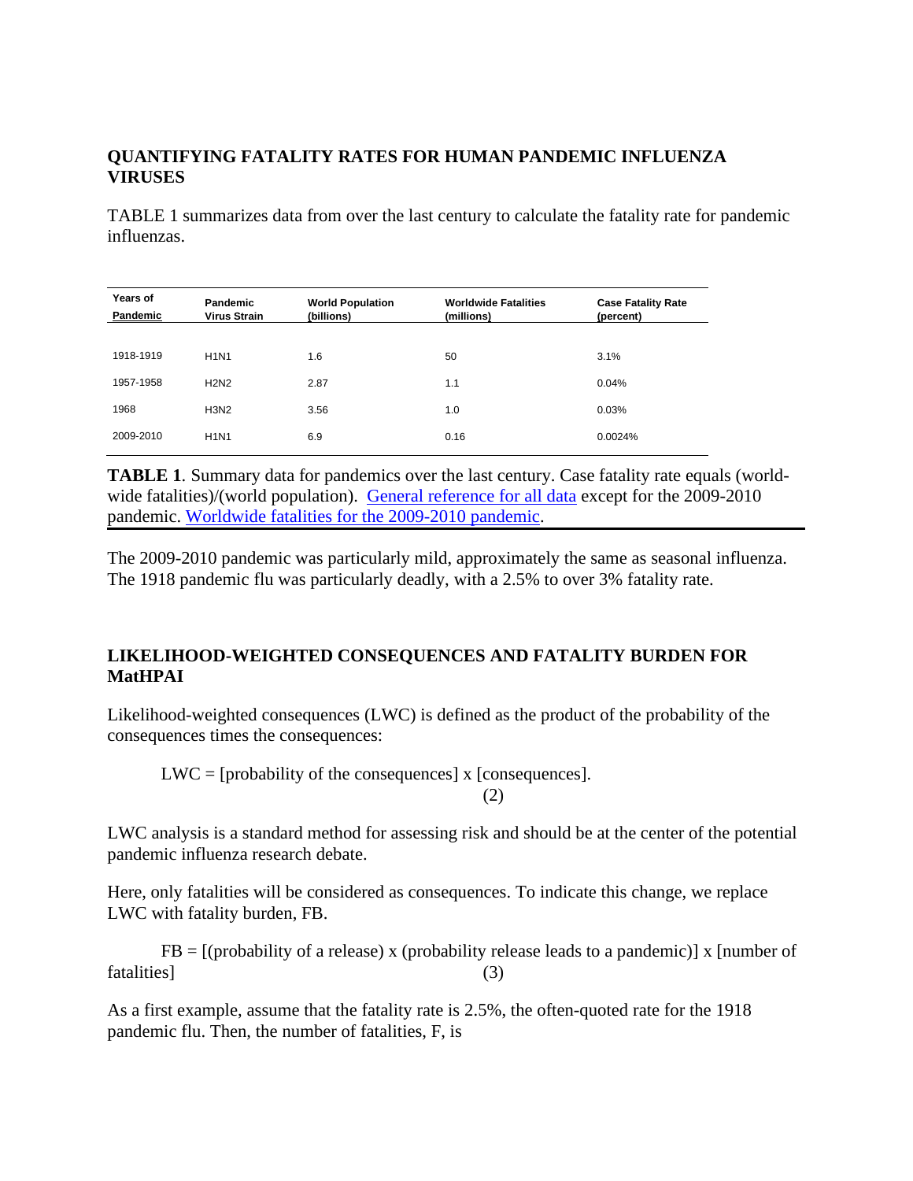## QUANTIFYING FATALITY RATES FOR HUMAN PANDEMIC INFLUENZA VIRUSES

TABLE 1 summarizes data from over the last century to calculate the fatality rate for pandemic influenzas.

| Years of Pandemic | Pandemic Virus Strain | World Population (billions) | Worldwide Fatalities (millions) | Case Fatality Rate (percent) |
|---|---|---|---|---|
| 1918-1919 | H1N1 | 1.6 | 50 | 3.1% |
| 1957-1958 | H2N2 | 2.87 | 1.1 | 0.04% |
| 1968 | H3N2 | 3.56 | 1.0 | 0.03% |
| 2009-2010 | H1N1 | 6.9 | 0.16 | 0.0024% |

**TABLE 1**. Summary data for pandemics over the last century. Case fatality rate equals (world-wide fatalities)/(world population). General reference for all data except for the 2009-2010 pandemic. Worldwide fatalities for the 2009-2010 pandemic.

The 2009-2010 pandemic was particularly mild, approximately the same as seasonal influenza. The 1918 pandemic flu was particularly deadly, with a 2.5% to over 3% fatality rate.

## LIKELIHOOD-WEIGHTED CONSEQUENCES AND FATALITY BURDEN FOR MatHPAI

Likelihood-weighted consequences (LWC) is defined as the product of the probability of the consequences times the consequences:

$$\text{LWC} = [\text{probability of the consequences}] \times [\text{consequences}]. \quad (2)$$

LWC analysis is a standard method for assessing risk and should be at the center of the potential pandemic influenza research debate.

Here, only fatalities will be considered as consequences. To indicate this change, we replace LWC with fatality burden, FB.

$$\text{FB} = [(\text{probability of a release}) \times (\text{probability release leads to a pandemic})] \times [\text{number of fatalities}] \quad (3)$$

As a first example, assume that the fatality rate is 2.5%, the often-quoted rate for the 1918 pandemic flu. Then, the number of fatalities, F, is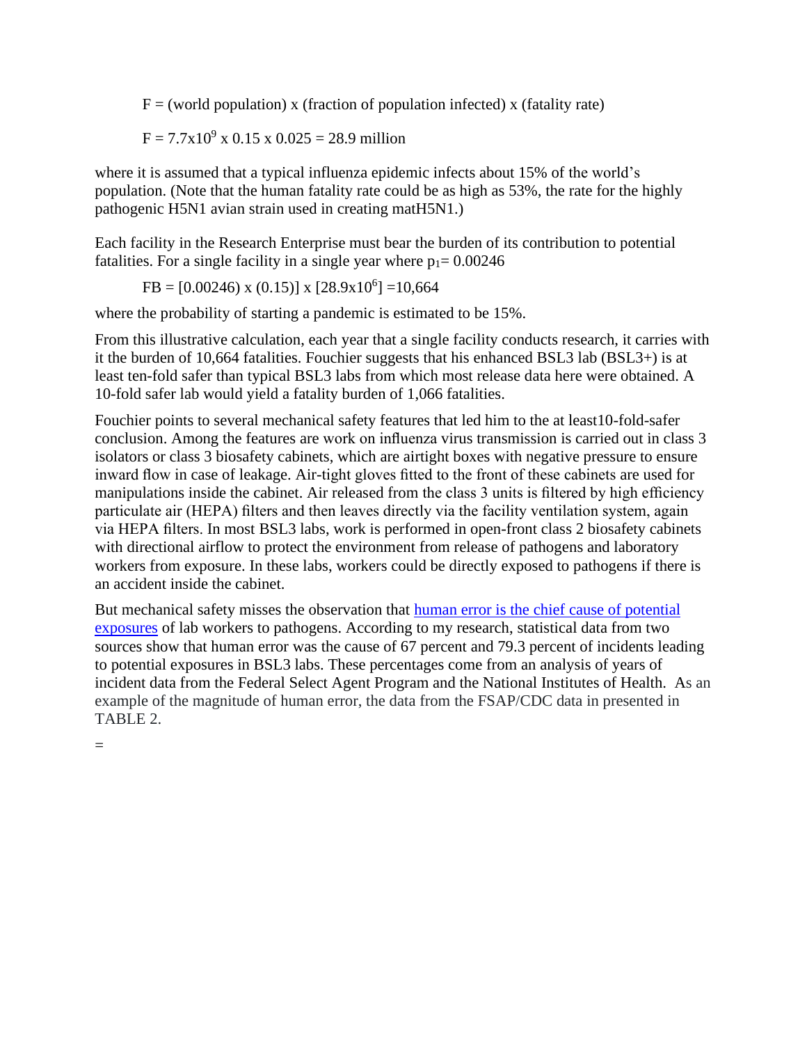F = (world population) x (fraction of population infected) x (fatality rate)

$F = 7.7\text{x}10^{9} \text{ x } 0.15 \text{ x } 0.025 = 28.9$ million

where it is assumed that a typical influenza epidemic infects about 15% of the world's population. (Note that the human fatality rate could be as high as 53%, the rate for the highly pathogenic H5N1 avian strain used in creating matH5N1.)

Each facility in the Research Enterprise must bear the burden of its contribution to potential fatalities. For a single facility in a single year where $p_1 = 0.00246$

$FB = [0.00246) \text{ x } (0.15)] \text{ x } [28.9\text{x}10^{6}] = 10{,}664$

where the probability of starting a pandemic is estimated to be 15%.

From this illustrative calculation, each year that a single facility conducts research, it carries with it the burden of 10,664 fatalities. Fouchier suggests that his enhanced BSL3 lab (BSL3+) is at least ten-fold safer than typical BSL3 labs from which most release data here were obtained. A 10-fold safer lab would yield a fatality burden of 1,066 fatalities.

Fouchier points to several mechanical safety features that led him to the at least10-fold-safer conclusion. Among the features are work on influenza virus transmission is carried out in class 3 isolators or class 3 biosafety cabinets, which are airtight boxes with negative pressure to ensure inward flow in case of leakage. Air-tight gloves fitted to the front of these cabinets are used for manipulations inside the cabinet. Air released from the class 3 units is filtered by high efficiency particulate air (HEPA) filters and then leaves directly via the facility ventilation system, again via HEPA filters. In most BSL3 labs, work is performed in open-front class 2 biosafety cabinets with directional airflow to protect the environment from release of pathogens and laboratory workers from exposure. In these labs, workers could be directly exposed to pathogens if there is an accident inside the cabinet.

But mechanical safety misses the observation that human error is the chief cause of potential exposures of lab workers to pathogens. According to my research, statistical data from two sources show that human error was the cause of 67 percent and 79.3 percent of incidents leading to potential exposures in BSL3 labs. These percentages come from an analysis of years of incident data from the Federal Select Agent Program and the National Institutes of Health. As an example of the magnitude of human error, the data from the FSAP/CDC data in presented in TABLE 2.

=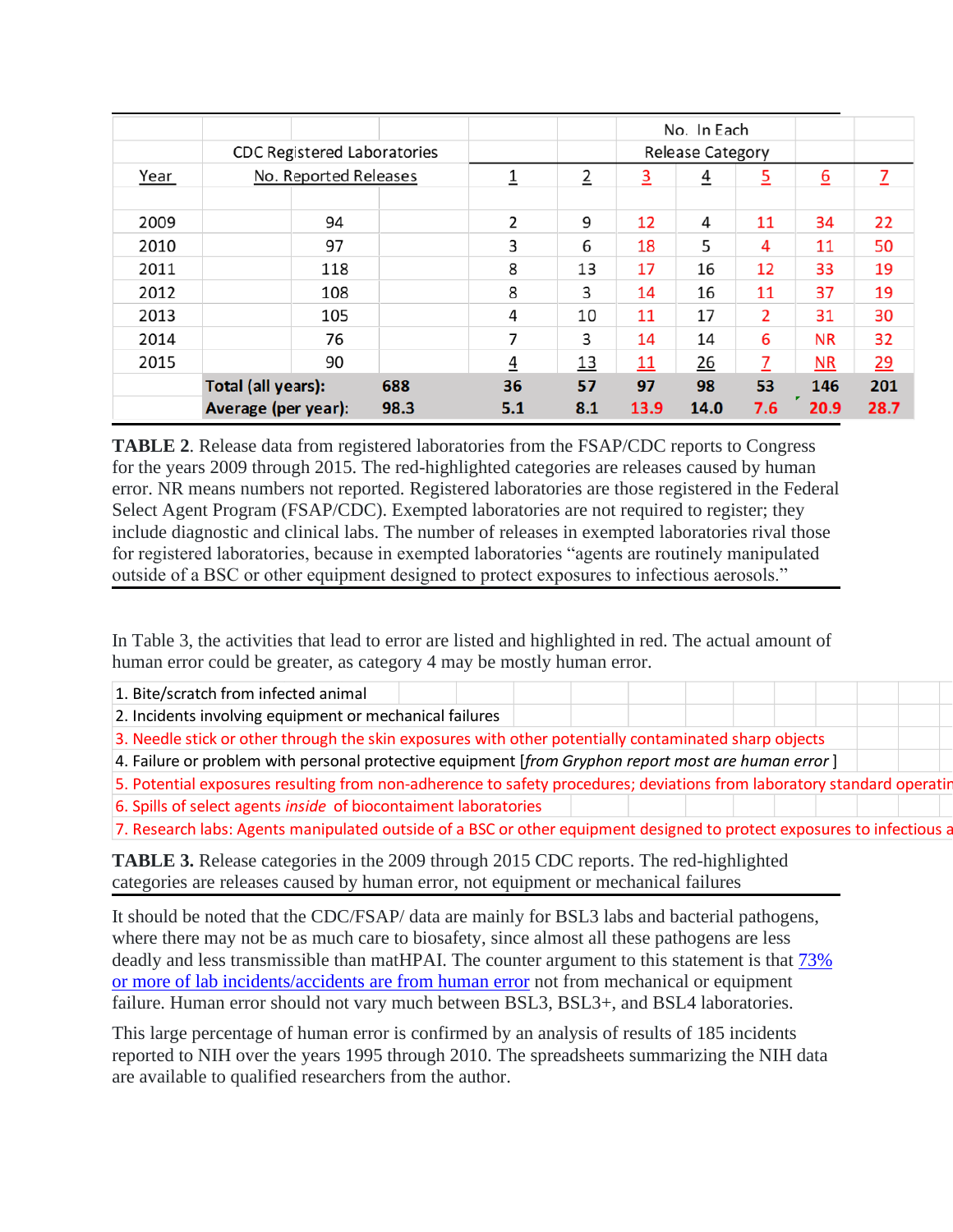| Year | CDC Registered Laboratories No. Reported Releases | | No. In Each Release Category | | | | | | |
|---|---|---|---|---|---|---|---|---|---|
| | | | 1 | 2 | 3 | 4 | 5 | 6 | 7 |
| 2009 | 94 | | 2 | 9 | 12 | 4 | 11 | 34 | 22 |
| 2010 | 97 | | 3 | 6 | 18 | 5 | 4 | 11 | 50 |
| 2011 | 118 | | 8 | 13 | 17 | 16 | 12 | 33 | 19 |
| 2012 | 108 | | 8 | 3 | 14 | 16 | 11 | 37 | 19 |
| 2013 | 105 | | 4 | 10 | 11 | 17 | 2 | 31 | 30 |
| 2014 | 76 | | 7 | 3 | 14 | 14 | 6 | NR | 32 |
| 2015 | 90 | | 4 | 13 | 11 | 26 | 7 | NR | 29 |
| | **Total (all years):** | **688** | **36** | **57** | **97** | **98** | **53** | **146** | **201** |
| | **Average (per year):** | **98.3** | **5.1** | **8.1** | **13.9** | **14.0** | **7.6** | **20.9** | **28.7** |

**TABLE 2**. Release data from registered laboratories from the FSAP/CDC reports to Congress for the years 2009 through 2015. The red-highlighted categories are releases caused by human error. NR means numbers not reported. Registered laboratories are those registered in the Federal Select Agent Program (FSAP/CDC). Exempted laboratories are not required to register; they include diagnostic and clinical labs. The number of releases in exempted laboratories rival those for registered laboratories, because in exempted laboratories "agents are routinely manipulated outside of a BSC or other equipment designed to protect exposures to infectious aerosols."

In Table 3, the activities that lead to error are listed and highlighted in red. The actual amount of human error could be greater, as category 4 may be mostly human error.

| |
|---|
| 1. Bite/scratch from infected animal |
| 2. Incidents involving equipment or mechanical failures |
| 3. Needle stick or other through the skin exposures with other potentially contaminated sharp objects |
| 4. Failure or problem with personal protective equipment [*from Gryphon report most are human error* ] |
| 5. Potential exposures resulting from non-adherence to safety procedures; deviations from laboratory standard operatin |
| 6. Spills of select agents *inside* of biocontaiment laboratories |
| 7. Research labs: Agents manipulated outside of a BSC or other equipment designed to protect exposures to infectious a |

**TABLE 3.** Release categories in the 2009 through 2015 CDC reports. The red-highlighted categories are releases caused by human error, not equipment or mechanical failures

It should be noted that the CDC/FSAP/ data are mainly for BSL3 labs and bacterial pathogens, where there may not be as much care to biosafety, since almost all these pathogens are less deadly and less transmissible than matHPAI. The counter argument to this statement is that 73% or more of lab incidents/accidents are from human error not from mechanical or equipment failure. Human error should not vary much between BSL3, BSL3+, and BSL4 laboratories.

This large percentage of human error is confirmed by an analysis of results of 185 incidents reported to NIH over the years 1995 through 2010. The spreadsheets summarizing the NIH data are available to qualified researchers from the author.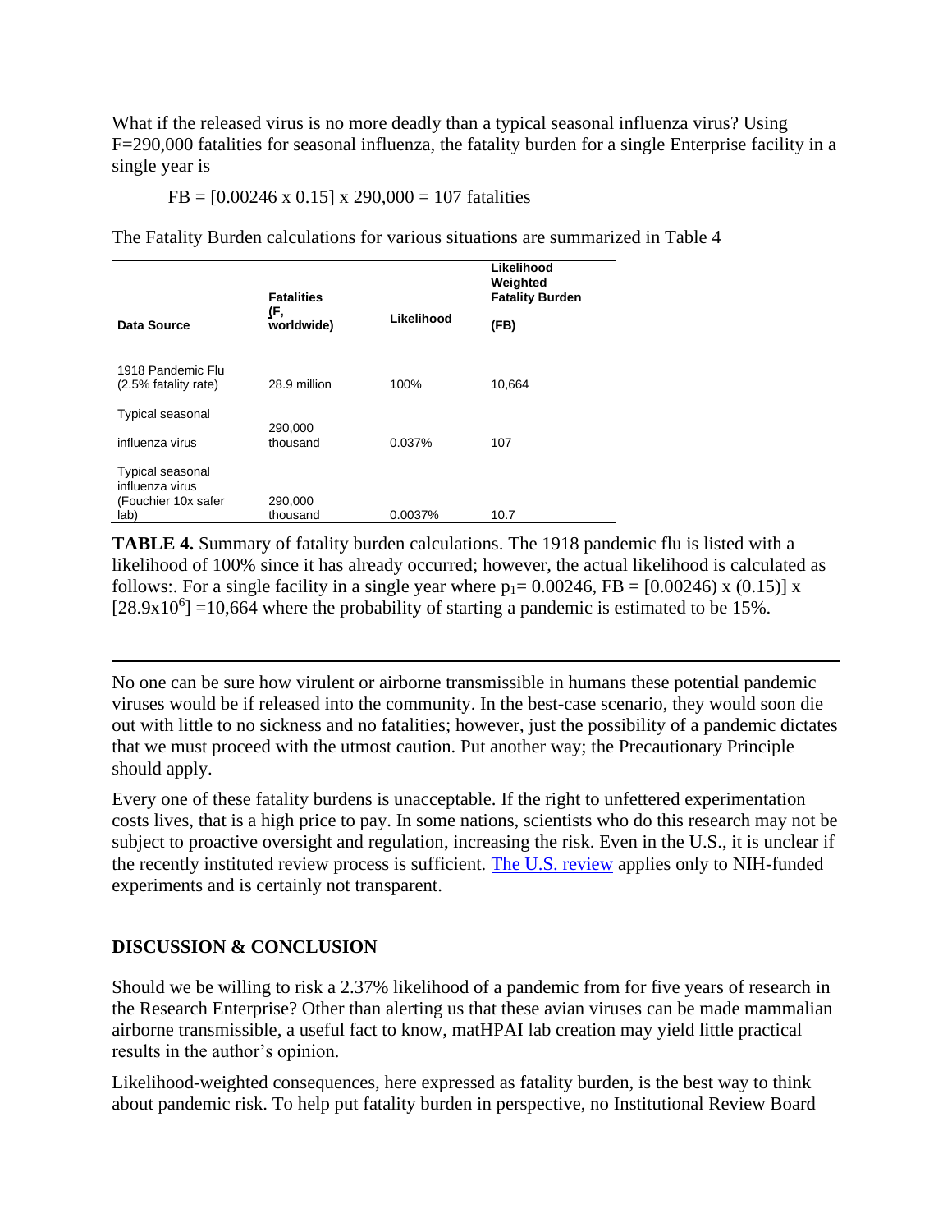What if the released virus is no more deadly than a typical seasonal influenza virus? Using F=290,000 fatalities for seasonal influenza, the fatality burden for a single Enterprise facility in a single year is

$$FB = [0.00246 \times 0.15] \times 290{,}000 = 107 \text{ fatalities}$$

The Fatality Burden calculations for various situations are summarized in Table 4

| Data Source | Fatalities (F, worldwide) | Likelihood | Likelihood Weighted Fatality Burden (FB) |
|---|---|---|---|
| 1918 Pandemic Flu (2.5% fatality rate) | 28.9 million | 100% | 10,664 |
| Typical seasonal influenza virus | 290,000 thousand | 0.037% | 107 |
| Typical seasonal influenza virus (Fouchier 10x safer lab) | 290,000 thousand | 0.0037% | 10.7 |

**TABLE 4.** Summary of fatality burden calculations. The 1918 pandemic flu is listed with a likelihood of 100% since it has already occurred; however, the actual likelihood is calculated as follows:. For a single facility in a single year where $p_1 = 0.00246$, $FB = [0.00246) \times (0.15)] \times [28.9 \times 10^6] = 10{,}664$ where the probability of starting a pandemic is estimated to be 15%.

---

No one can be sure how virulent or airborne transmissible in humans these potential pandemic viruses would be if released into the community. In the best-case scenario, they would soon die out with little to no sickness and no fatalities; however, just the possibility of a pandemic dictates that we must proceed with the utmost caution. Put another way; the Precautionary Principle should apply.

Every one of these fatality burdens is unacceptable. If the right to unfettered experimentation costs lives, that is a high price to pay. In some nations, scientists who do this research may not be subject to proactive oversight and regulation, increasing the risk. Even in the U.S., it is unclear if the recently instituted review process is sufficient. The U.S. review applies only to NIH-funded experiments and is certainly not transparent.

## DISCUSSION & CONCLUSION

Should we be willing to risk a 2.37% likelihood of a pandemic from for five years of research in the Research Enterprise? Other than alerting us that these avian viruses can be made mammalian airborne transmissible, a useful fact to know, matHPAI lab creation may yield little practical results in the author's opinion.

Likelihood-weighted consequences, here expressed as fatality burden, is the best way to think about pandemic risk. To help put fatality burden in perspective, no Institutional Review Board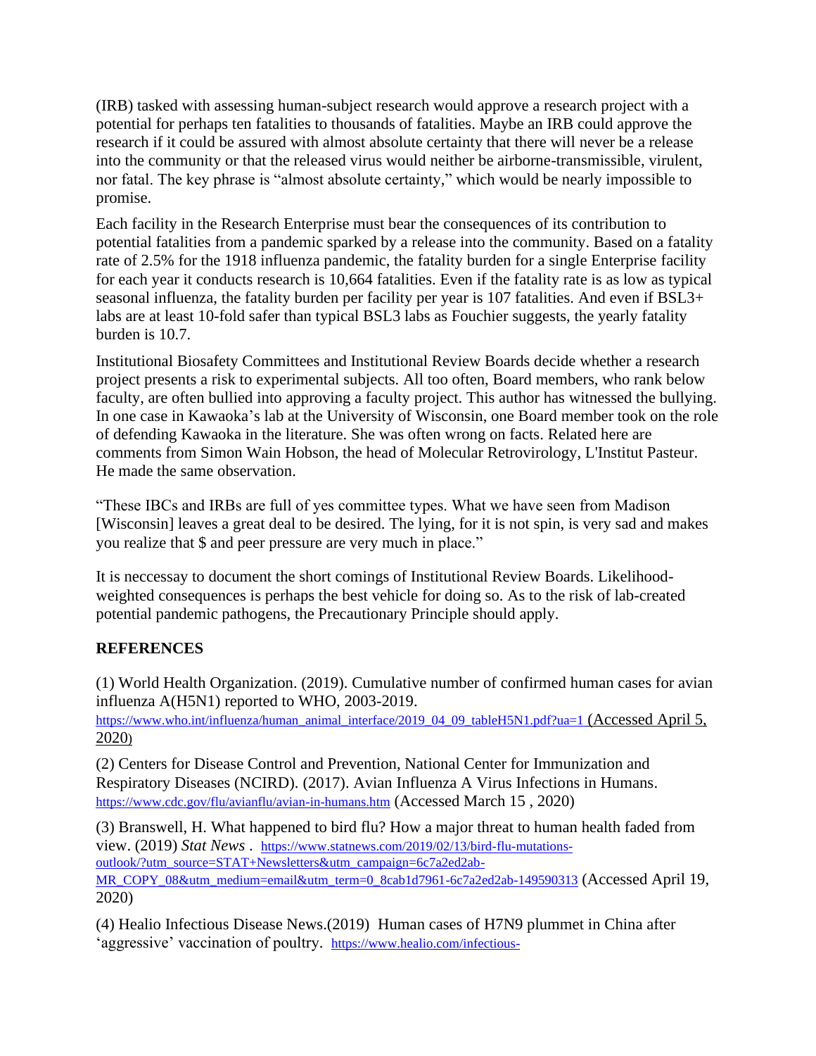(IRB) tasked with assessing human-subject research would approve a research project with a potential for perhaps ten fatalities to thousands of fatalities. Maybe an IRB could approve the research if it could be assured with almost absolute certainty that there will never be a release into the community or that the released virus would neither be airborne-transmissible, virulent, nor fatal. The key phrase is "almost absolute certainty," which would be nearly impossible to promise.

Each facility in the Research Enterprise must bear the consequences of its contribution to potential fatalities from a pandemic sparked by a release into the community. Based on a fatality rate of 2.5% for the 1918 influenza pandemic, the fatality burden for a single Enterprise facility for each year it conducts research is 10,664 fatalities. Even if the fatality rate is as low as typical seasonal influenza, the fatality burden per facility per year is 107 fatalities. And even if BSL3+ labs are at least 10-fold safer than typical BSL3 labs as Fouchier suggests, the yearly fatality burden is 10.7.

Institutional Biosafety Committees and Institutional Review Boards decide whether a research project presents a risk to experimental subjects. All too often, Board members, who rank below faculty, are often bullied into approving a faculty project. This author has witnessed the bullying. In one case in Kawaoka's lab at the University of Wisconsin, one Board member took on the role of defending Kawaoka in the literature. She was often wrong on facts. Related here are comments from Simon Wain Hobson, the head of Molecular Retrovirology, L'Institut Pasteur. He made the same observation.

"These IBCs and IRBs are full of yes committee types. What we have seen from Madison [Wisconsin] leaves a great deal to be desired. The lying, for it is not spin, is very sad and makes you realize that $ and peer pressure are very much in place."

It is neccessay to document the short comings of Institutional Review Boards. Likelihood-weighted consequences is perhaps the best vehicle for doing so. As to the risk of lab-created potential pandemic pathogens, the Precautionary Principle should apply.

## REFERENCES

(1) World Health Organization. (2019). Cumulative number of confirmed human cases for avian influenza A(H5N1) reported to WHO, 2003-2019. https://www.who.int/influenza/human_animal_interface/2019_04_09_tableH5N1.pdf?ua=1 (Accessed April 5, 2020)

(2) Centers for Disease Control and Prevention, National Center for Immunization and Respiratory Diseases (NCIRD). (2017). Avian Influenza A Virus Infections in Humans. https://www.cdc.gov/flu/avianflu/avian-in-humans.htm (Accessed March 15 , 2020)

(3) Branswell, H. What happened to bird flu? How a major threat to human health faded from view. (2019) *Stat News* . https://www.statnews.com/2019/02/13/bird-flu-mutations-outlook/?utm_source=STAT+Newsletters&utm_campaign=6c7a2ed2ab-MR_COPY_08&utm_medium=email&utm_term=0_8cab1d7961-6c7a2ed2ab-149590313 (Accessed April 19, 2020)

(4) Healio Infectious Disease News.(2019) Human cases of H7N9 plummet in China after 'aggressive' vaccination of poultry. https://www.healio.com/infectious-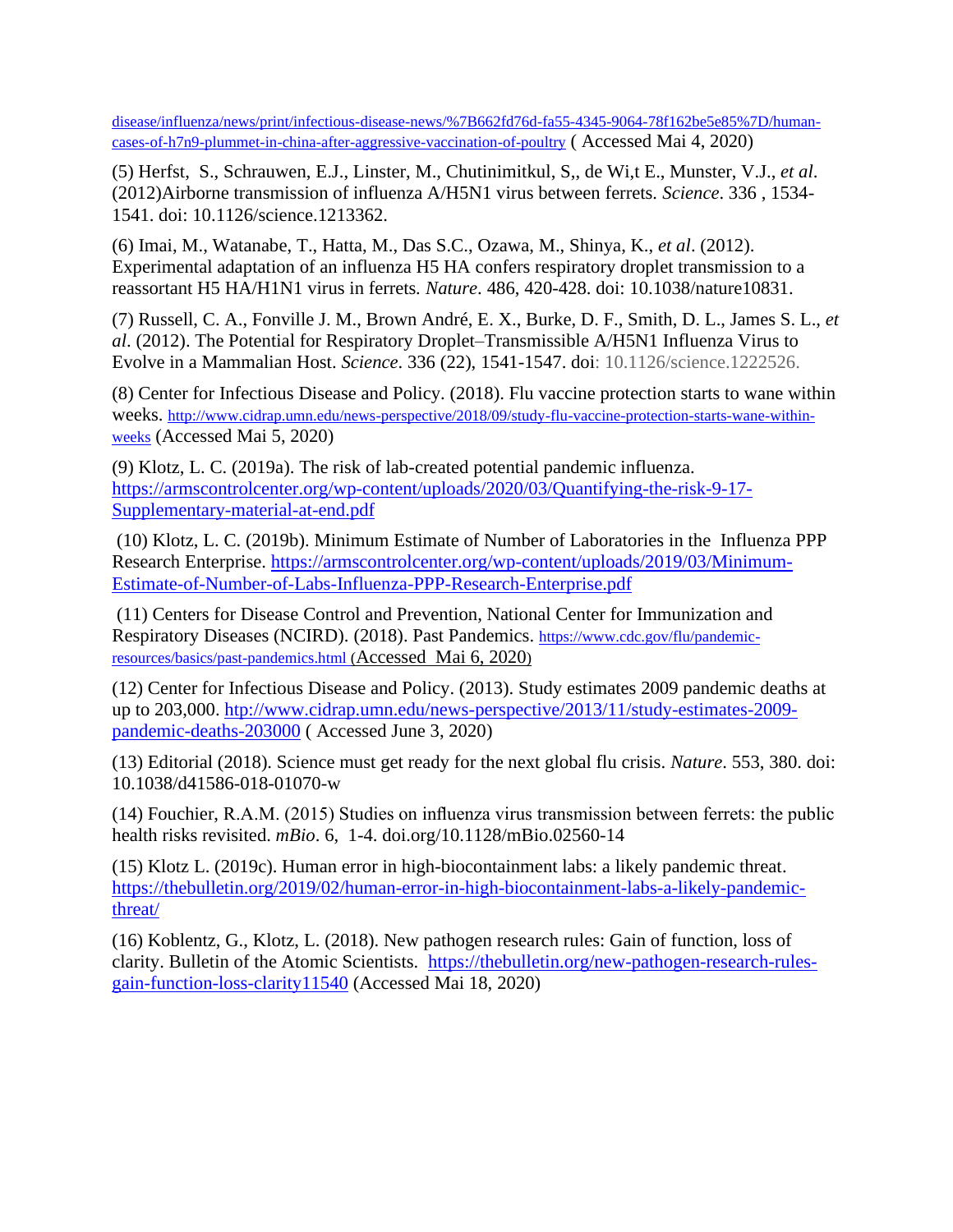disease/influenza/news/print/infectious-disease-news/%7B662fd76d-fa55-4345-9064-78f162be5e85%7D/human-cases-of-h7n9-plummet-in-china-after-aggressive-vaccination-of-poultry ( Accessed Mai 4, 2020)

(5) Herfst, S., Schrauwen, E.J., Linster, M., Chutinimitkul, S,, de Wi,t E., Munster, V.J., *et al*. (2012)Airborne transmission of influenza A/H5N1 virus between ferrets. *Science*. 336 , 1534-1541. doi: 10.1126/science.1213362.

(6) Imai, M., Watanabe, T., Hatta, M., Das S.C., Ozawa, M., Shinya, K., *et al*. (2012). Experimental adaptation of an influenza H5 HA confers respiratory droplet transmission to a reassortant H5 HA/H1N1 virus in ferrets. *Nature*. 486, 420-428. doi: 10.1038/nature10831.

(7) Russell, C. A., Fonville J. M., Brown André, E. X., Burke, D. F., Smith, D. L., James S. L., *et al*. (2012). The Potential for Respiratory Droplet–Transmissible A/H5N1 Influenza Virus to Evolve in a Mammalian Host. *Science*. 336 (22), 1541-1547. doi: 10.1126/science.1222526.

(8) Center for Infectious Disease and Policy. (2018). Flu vaccine protection starts to wane within weeks. http://www.cidrap.umn.edu/news-perspective/2018/09/study-flu-vaccine-protection-starts-wane-within-weeks (Accessed Mai 5, 2020)

(9) Klotz, L. C. (2019a). The risk of lab-created potential pandemic influenza. https://armscontrolcenter.org/wp-content/uploads/2020/03/Quantifying-the-risk-9-17-Supplementary-material-at-end.pdf

(10) Klotz, L. C. (2019b). Minimum Estimate of Number of Laboratories in the Influenza PPP Research Enterprise. https://armscontrolcenter.org/wp-content/uploads/2019/03/Minimum-Estimate-of-Number-of-Labs-Influenza-PPP-Research-Enterprise.pdf

(11) Centers for Disease Control and Prevention, National Center for Immunization and Respiratory Diseases (NCIRD). (2018). Past Pandemics. https://www.cdc.gov/flu/pandemic-resources/basics/past-pandemics.html (Accessed Mai 6, 2020)

(12) Center for Infectious Disease and Policy. (2013). Study estimates 2009 pandemic deaths at up to 203,000. htp://www.cidrap.umn.edu/news-perspective/2013/11/study-estimates-2009-pandemic-deaths-203000 ( Accessed June 3, 2020)

(13) Editorial (2018). Science must get ready for the next global flu crisis. *Nature*. 553, 380. doi: 10.1038/d41586-018-01070-w

(14) Fouchier, R.A.M. (2015) Studies on influenza virus transmission between ferrets: the public health risks revisited. *mBio*. 6, 1-4. doi.org/10.1128/mBio.02560-14

(15) Klotz L. (2019c). Human error in high-biocontainment labs: a likely pandemic threat. https://thebulletin.org/2019/02/human-error-in-high-biocontainment-labs-a-likely-pandemic-threat/

(16) Koblentz, G., Klotz, L. (2018). New pathogen research rules: Gain of function, loss of clarity. Bulletin of the Atomic Scientists. https://thebulletin.org/new-pathogen-research-rules-gain-function-loss-clarity11540 (Accessed Mai 18, 2020)